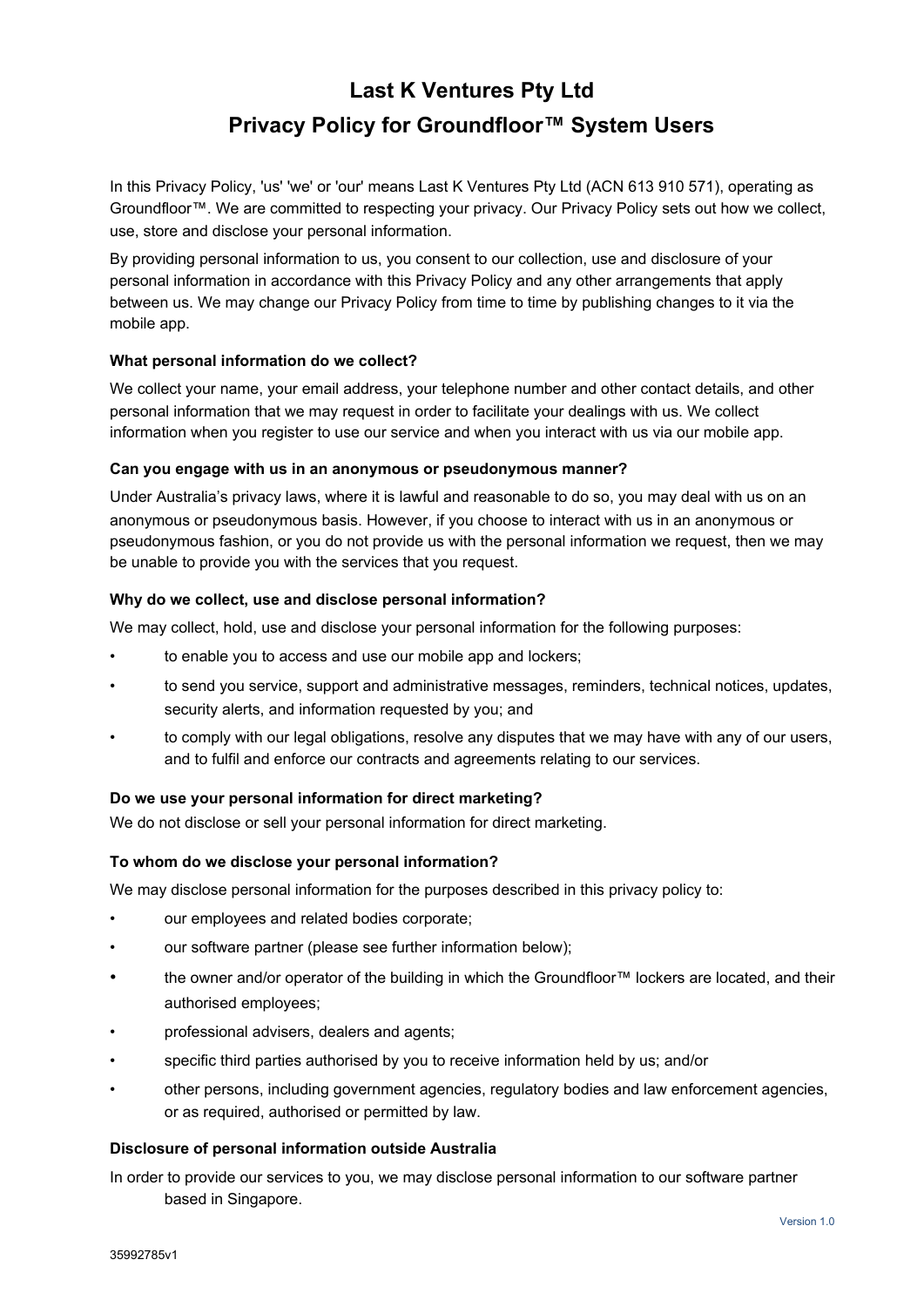# Last K Ventures Pty Ltd

# Privacy Policy for Groundfloor™ System Users

In this Privacy Policy, 'us' 'we' or 'our' means Last K Ventures Pty Ltd (ACN 613 910 571), operating as Groundfloor™. We are committed to respecting your privacy. Our Privacy Policy sets out how we collect, use, store and disclose your personal information.

By providing personal information to us, you consent to our collection, use and disclosure of your personal information in accordance with this Privacy Policy and any other arrangements that apply between us. We may change our Privacy Policy from time to time by publishing changes to it via the mobile app.

**What personal information do we collect?**

We collect your name, your email address, your telephone number and other contact details, and other personal information that we may request in order to facilitate your dealings with us. We collect information when you register to use our service and when you interact with us via our mobile app.

**Can you engage with us in an anonymous or pseudonymous manner?**

Under Australia's privacy laws, where it is lawful and reasonable to do so, you may deal with us on an anonymous or pseudonymous basis. However, if you choose to interact with us in an anonymous or pseudonymous fashion, or you do not provide us with the personal information we request, then we may be unable to provide you with the services that you request.

**Why do we collect, use and disclose personal information?**

We may collect, hold, use and disclose your personal information for the following purposes:

- to enable you to access and use our mobile app and lockers;
- to send you service, support and administrative messages, reminders, technical notices, updates, security alerts, and information requested by you; and
- to comply with our legal obligations, resolve any disputes that we may have with any of our users, and to fulfil and enforce our contracts and agreements relating to our services.

**Do we use your personal information for direct marketing?**

We do not disclose or sell your personal information for direct marketing.

**To whom do we disclose your personal information?**

We may disclose personal information for the purposes described in this privacy policy to:

- our employees and related bodies corporate;
- our software partner (please see further information below);
- the owner and/or operator of the building in which the Groundfloor™ lockers are located, and their authorised employees;
- professional advisers, dealers and agents;
- specific third parties authorised by you to receive information held by us; and/or
- other persons, including government agencies, regulatory bodies and law enforcement agencies, or as required, authorised or permitted by law.

**Disclosure of personal information outside Australia**

In order to provide our services to you, we may disclose personal information to our software partner based in Singapore.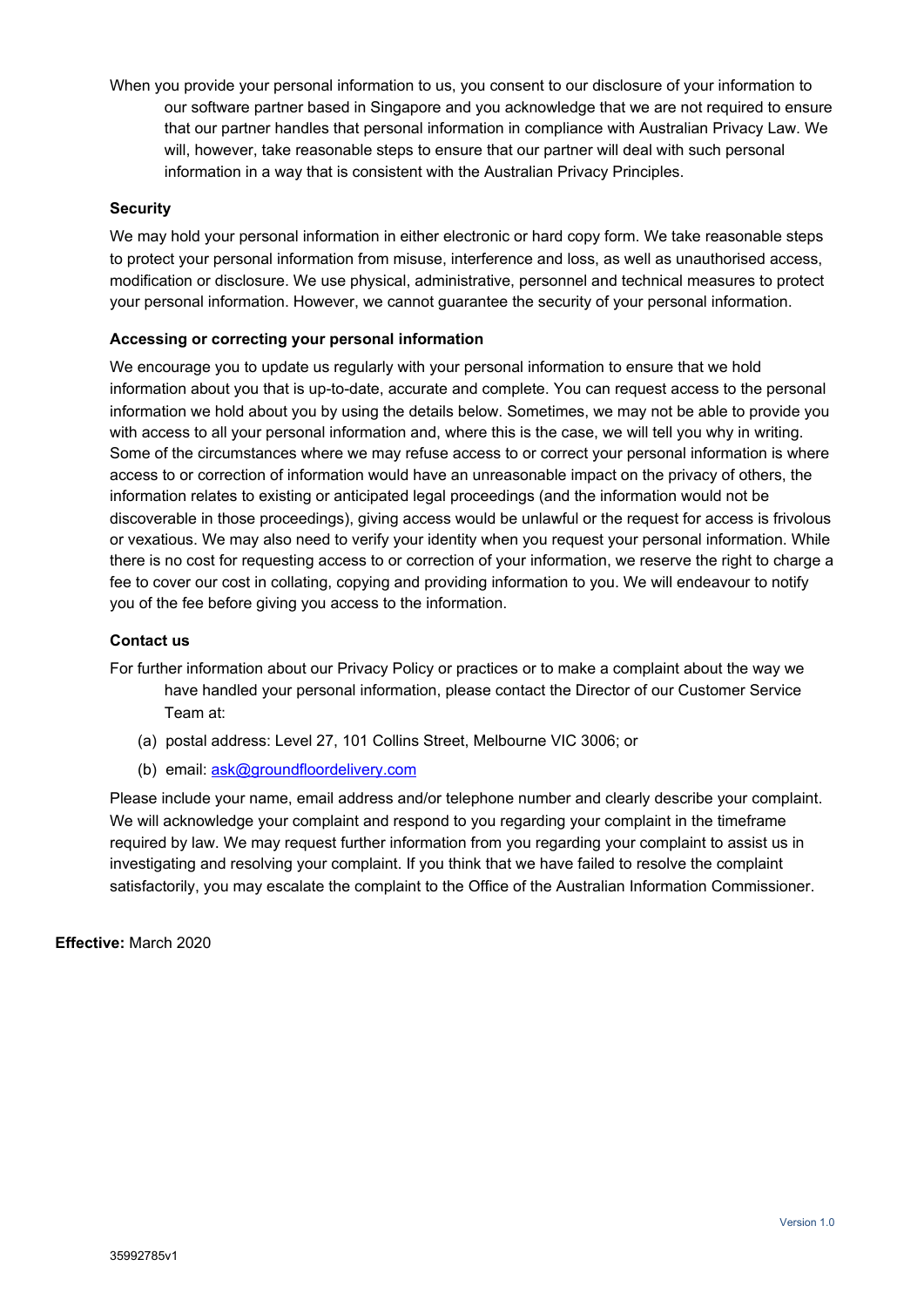When you provide your personal information to us, you consent to our disclosure of your information to our software partner based in Singapore and you acknowledge that we are not required to ensure that our partner handles that personal information in compliance with Australian Privacy Law. We will, however, take reasonable steps to ensure that our partner will deal with such personal information in a way that is consistent with the Australian Privacy Principles.

**Security**

We may hold your personal information in either electronic or hard copy form. We take reasonable steps to protect your personal information from misuse, interference and loss, as well as unauthorised access, modification or disclosure. We use physical, administrative, personnel and technical measures to protect your personal information. However, we cannot guarantee the security of your personal information.

**Accessing or correcting your personal information**

We encourage you to update us regularly with your personal information to ensure that we hold information about you that is up-to-date, accurate and complete. You can request access to the personal information we hold about you by using the details below. Sometimes, we may not be able to provide you with access to all your personal information and, where this is the case, we will tell you why in writing. Some of the circumstances where we may refuse access to or correct your personal information is where access to or correction of information would have an unreasonable impact on the privacy of others, the information relates to existing or anticipated legal proceedings (and the information would not be discoverable in those proceedings), giving access would be unlawful or the request for access is frivolous or vexatious. We may also need to verify your identity when you request your personal information. While there is no cost for requesting access to or correction of your information, we reserve the right to charge a fee to cover our cost in collating, copying and providing information to you. We will endeavour to notify you of the fee before giving you access to the information.

**Contact us**

For further information about our Privacy Policy or practices or to make a complaint about the way we have handled your personal information, please contact the Director of our Customer Service Team at:

(a) postal address: Level 27, 101 Collins Street, Melbourne VIC 3006; or

(b) email: ask@groundfloordelivery.com

Please include your name, email address and/or telephone number and clearly describe your complaint. We will acknowledge your complaint and respond to you regarding your complaint in the timeframe required by law. We may request further information from you regarding your complaint to assist us in investigating and resolving your complaint. If you think that we have failed to resolve the complaint satisfactorily, you may escalate the complaint to the Office of the Australian Information Commissioner.

**Effective:** March 2020

Version 1.0

35992785v1